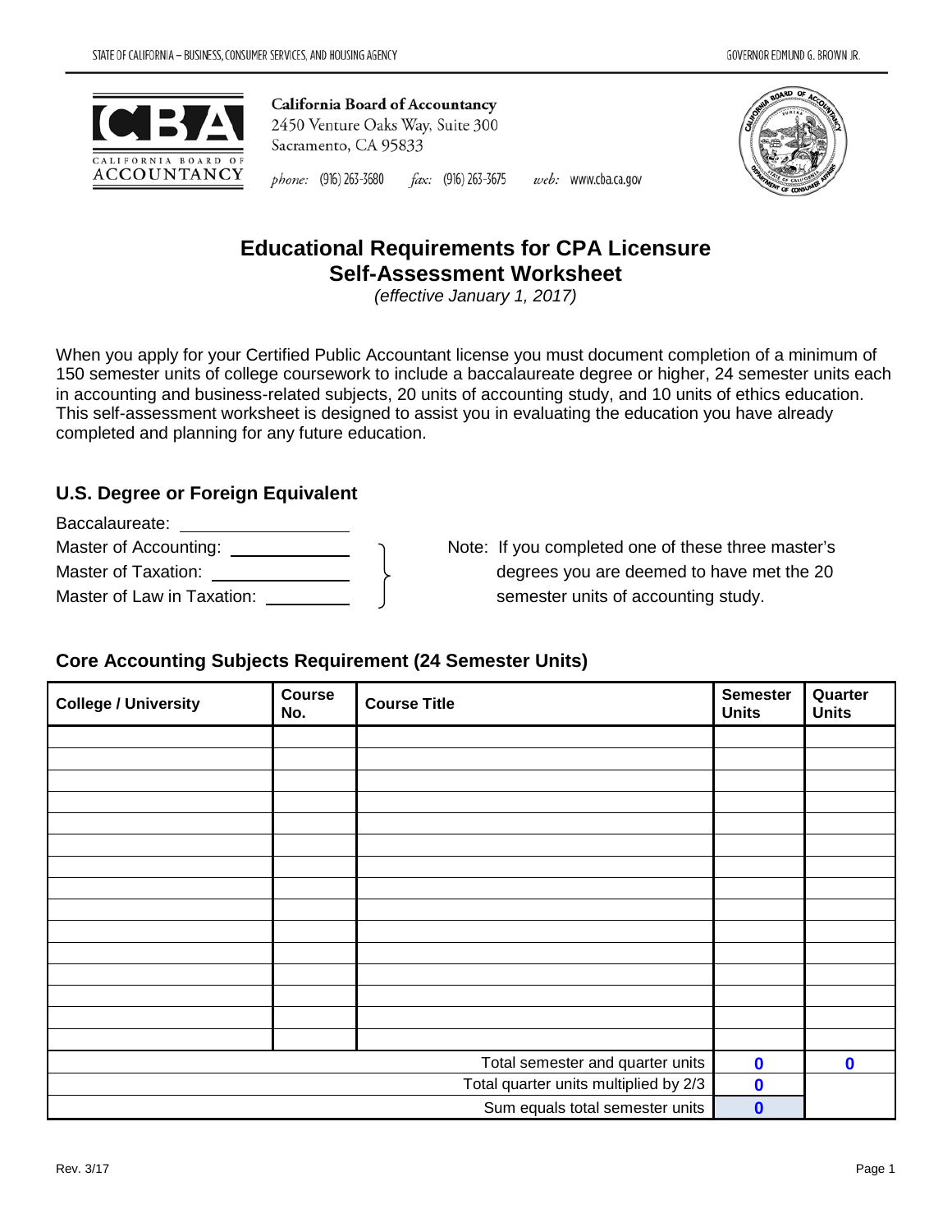STATE OF CALIFORNIA – BUSINESS, CONSUMER SERVICES, AND HOUSING AGENCY GOVERNOR EDMUND G. BROWN JR.

**California Board of Accountancy**
2450 Venture Oaks Way, Suite 300
Sacramento, CA 95833

phone: (916) 263-3680 fax: (916) 263-3675 web: www.cba.ca.gov

# Educational Requirements for CPA Licensure Self-Assessment Worksheet

*(effective January 1, 2017)*

When you apply for your Certified Public Accountant license you must document completion of a minimum of 150 semester units of college coursework to include a baccalaureate degree or higher, 24 semester units each in accounting and business-related subjects, 20 units of accounting study, and 10 units of ethics education. This self-assessment worksheet is designed to assist you in evaluating the education you have already completed and planning for any future education.

## U.S. Degree or Foreign Equivalent

Baccalaureate: ____________________

Master of Accounting: ______________

Master of Taxation: ________________

Master of Law in Taxation: __________

Note: If you completed one of these three master's degrees you are deemed to have met the 20 semester units of accounting study.

## Core Accounting Subjects Requirement (24 Semester Units)

| College / University | Course No. | Course Title | Semester Units | Quarter Units |
|---|---|---|---|---|
| | | | | |
| | | | | |
| | | | | |
| | | | | |
| | | | | |
| | | | | |
| | | | | |
| | | | | |
| | | | | |
| | | | | |
| | | | | |
| | | | | |
| | | | | |
| | | | | |
| | | | | |
| | | Total semester and quarter units | 0 | 0 |
| | | Total quarter units multiplied by 2/3 | 0 | |
| | | Sum equals total semester units | 0 | |

Rev. 3/17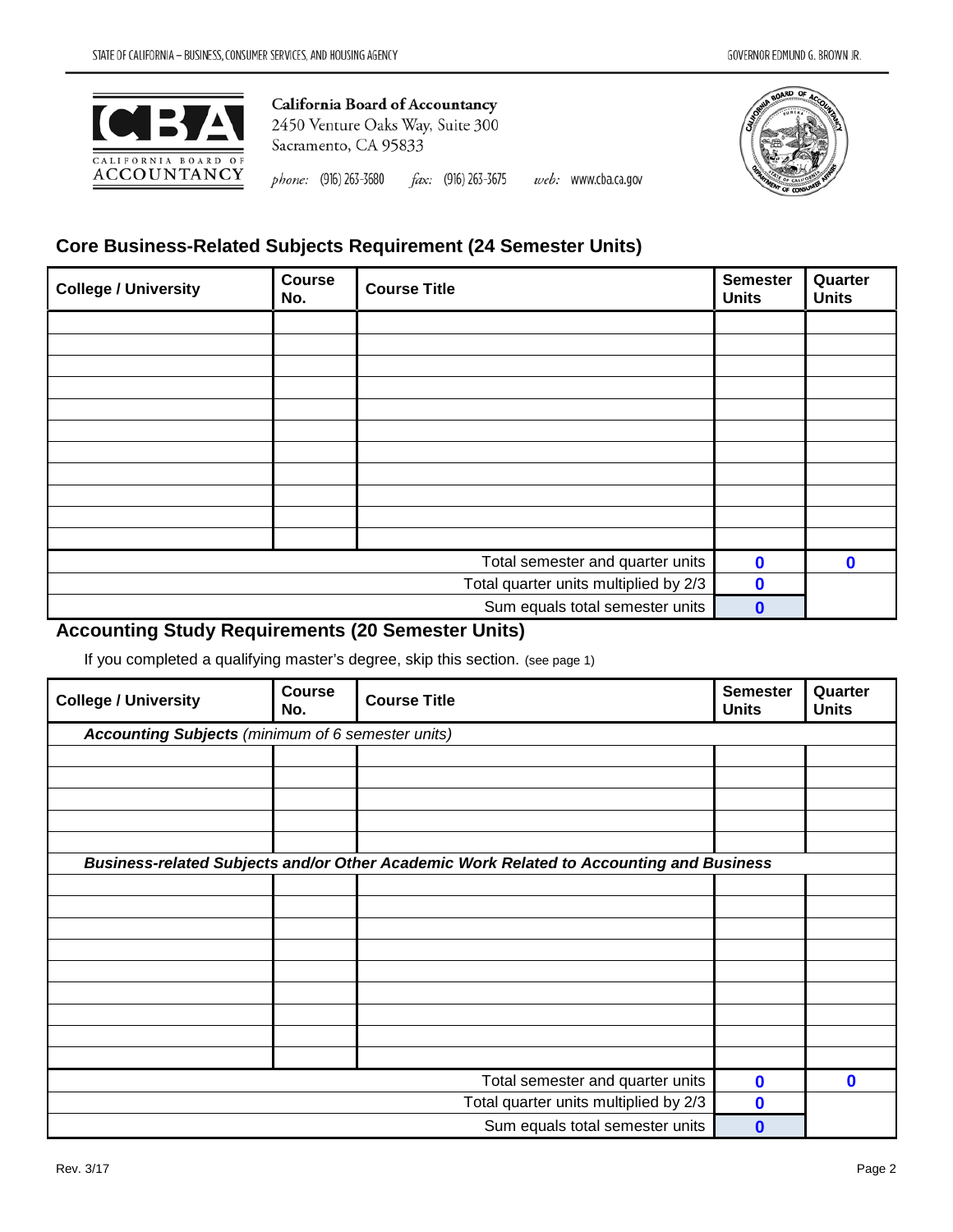## Core Business-Related Subjects Requirement (24 Semester Units)

| College / University | Course No. | Course Title | Semester Units | Quarter Units |
|---|---|---|---|---|
| | | | | |
| | | | | |
| | | | | |
| | | | | |
| | | | | |
| | | | | |
| | | | | |
| | | | | |
| | | | | |
| | | | | |
| | | | | |
| | | Total semester and quarter units | 0 | 0 |
| | | Total quarter units multiplied by 2/3 | 0 | |
| | | Sum equals total semester units | 0 | |

## Accounting Study Requirements (20 Semester Units)

If you completed a qualifying master's degree, skip this section. (see page 1)

| College / University | Course No. | Course Title | Semester Units | Quarter Units |
|---|---|---|---|---|
| ***Accounting Subjects*** *(minimum of 6 semester units)* | | | | |
| | | | | |
| | | | | |
| | | | | |
| | | | | |
| | | | | |
| ***Business-related Subjects and/or Other Academic Work Related to Accounting and Business*** | | | | |
| | | | | |
| | | | | |
| | | | | |
| | | | | |
| | | | | |
| | | | | |
| | | | | |
| | | | | |
| | | | | |
| | | Total semester and quarter units | 0 | 0 |
| | | Total quarter units multiplied by 2/3 | 0 | |
| | | Sum equals total semester units | 0 | |

Rev. 3/17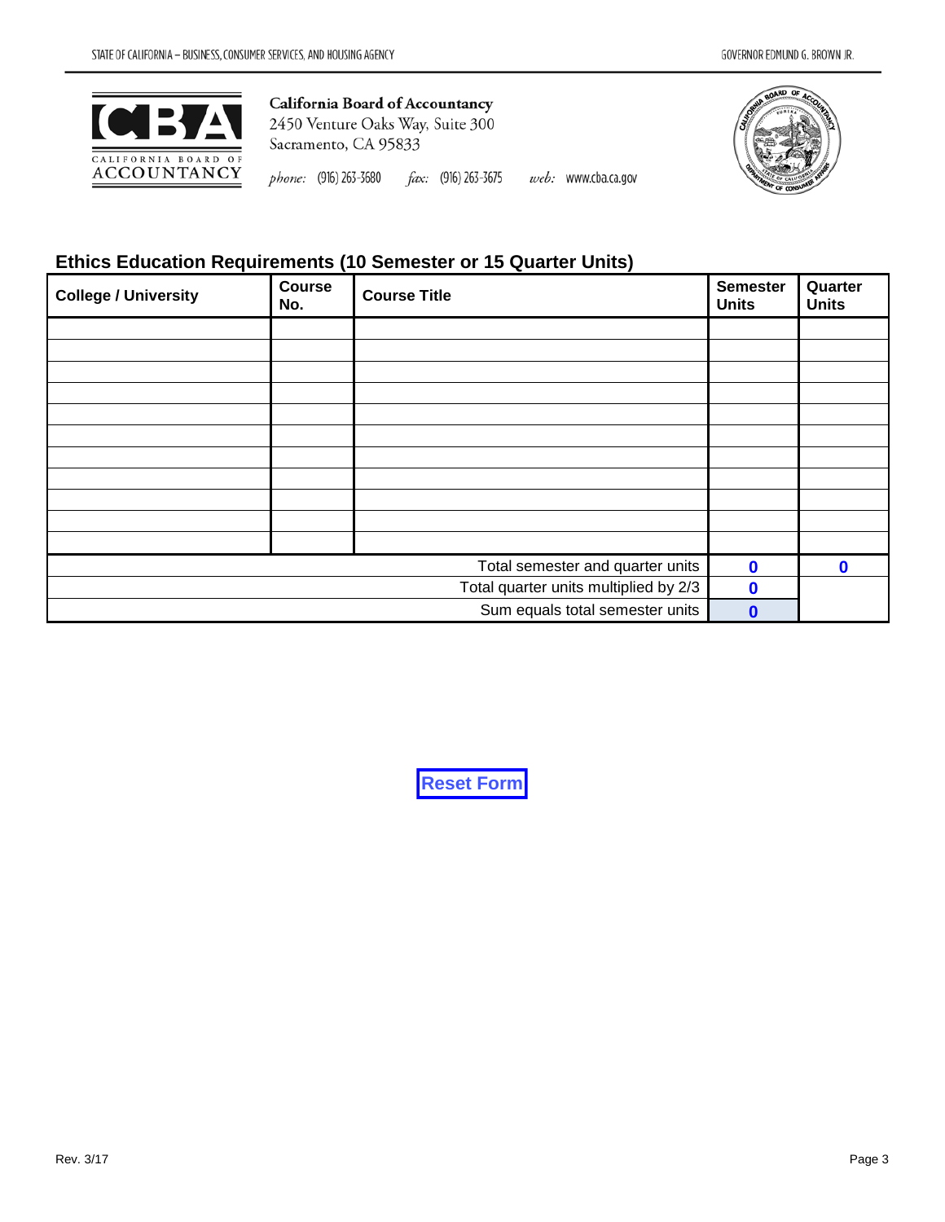California Board of Accountancy
2450 Venture Oaks Way, Suite 300
Sacramento, CA 95833

phone: (916) 263-3680 fax: (916) 263-3675 web: www.cba.ca.gov

## Ethics Education Requirements (10 Semester or 15 Quarter Units)

| College / University | Course No. | Course Title | Semester Units | Quarter Units |
|---|---|---|---|---|
| | | | | |
| | | | | |
| | | | | |
| | | | | |
| | | | | |
| | | | | |
| | | | | |
| | | | | |
| | | | | |
| | | | | |
| | | | | |
| | | Total semester and quarter units | 0 | 0 |
| | | Total quarter units multiplied by 2/3 | 0 | |
| | | Sum equals total semester units | 0 | |

Reset Form

Rev. 3/17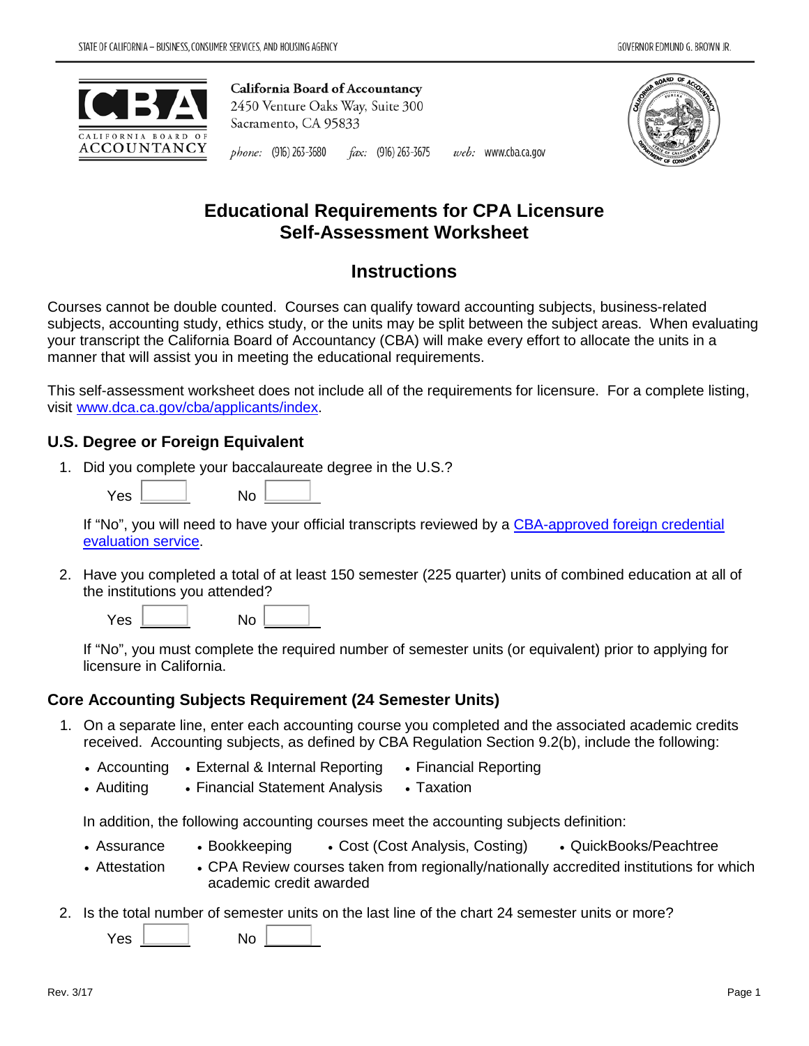California Board of Accountancy
2450 Venture Oaks Way, Suite 300
Sacramento, CA 95833

phone: (916) 263-3680 fax: (916) 263-3675 web: www.cba.ca.gov

# Educational Requirements for CPA Licensure Self-Assessment Worksheet

## Instructions

Courses cannot be double counted. Courses can qualify toward accounting subjects, business-related subjects, accounting study, ethics study, or the units may be split between the subject areas. When evaluating your transcript the California Board of Accountancy (CBA) will make every effort to allocate the units in a manner that will assist you in meeting the educational requirements.

This self-assessment worksheet does not include all of the requirements for licensure. For a complete listing, visit [www.dca.ca.gov/cba/applicants/index](www.dca.ca.gov/cba/applicants/index).

### U.S. Degree or Foreign Equivalent

1. Did you complete your baccalaureate degree in the U.S.?

   Yes ☐ No ☐

   If "No", you will need to have your official transcripts reviewed by a CBA-approved foreign credential evaluation service.

2. Have you completed a total of at least 150 semester (225 quarter) units of combined education at all of the institutions you attended?

   Yes ☐ No ☐

   If "No", you must complete the required number of semester units (or equivalent) prior to applying for licensure in California.

### Core Accounting Subjects Requirement (24 Semester Units)

1. On a separate line, enter each accounting course you completed and the associated academic credits received. Accounting subjects, as defined by CBA Regulation Section 9.2(b), include the following:

   - Accounting
   - External & Internal Reporting
   - Financial Reporting
   - Auditing
   - Financial Statement Analysis
   - Taxation

   In addition, the following accounting courses meet the accounting subjects definition:

   - Assurance
   - Bookkeeping
   - Cost (Cost Analysis, Costing)
   - QuickBooks/Peachtree
   - Attestation
   - CPA Review courses taken from regionally/nationally accredited institutions for which academic credit awarded

2. Is the total number of semester units on the last line of the chart 24 semester units or more?

   Yes ☐ No ☐

Rev. 3/17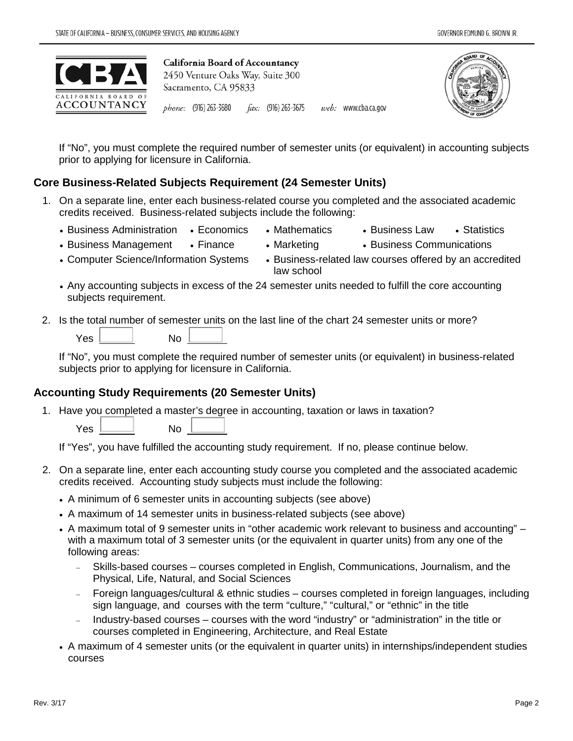If “No”, you must complete the required number of semester units (or equivalent) in accounting subjects prior to applying for licensure in California.

### Core Business-Related Subjects Requirement (24 Semester Units)

1. On a separate line, enter each business-related course you completed and the associated academic credits received. Business-related subjects include the following:
   - Business Administration
   - Economics
   - Mathematics
   - Business Law
   - Statistics
   - Business Management
   - Finance
   - Marketing
   - Business Communications
   - Computer Science/Information Systems
   - Business-related law courses offered by an accredited law school
   - Any accounting subjects in excess of the 24 semester units needed to fulfill the core accounting subjects requirement.

2. Is the total number of semester units on the last line of the chart 24 semester units or more?

   Yes ______ No ______

   If “No”, you must complete the required number of semester units (or equivalent) in business-related subjects prior to applying for licensure in California.

### Accounting Study Requirements (20 Semester Units)

1. Have you completed a master’s degree in accounting, taxation or laws in taxation?

   Yes ______ No ______

   If “Yes”, you have fulfilled the accounting study requirement. If no, please continue below.

2. On a separate line, enter each accounting study course you completed and the associated academic credits received. Accounting study subjects must include the following:
   - A minimum of 6 semester units in accounting subjects (see above)
   - A maximum of 14 semester units in business-related subjects (see above)
   - A maximum total of 9 semester units in “other academic work relevant to business and accounting” – with a maximum total of 3 semester units (or the equivalent in quarter units) from any one of the following areas:
     - Skills-based courses – courses completed in English, Communications, Journalism, and the Physical, Life, Natural, and Social Sciences
     - Foreign languages/cultural & ethnic studies – courses completed in foreign languages, including sign language, and courses with the term “culture,” “cultural,” or “ethnic” in the title
     - Industry-based courses – courses with the word “industry” or “administration” in the title or courses completed in Engineering, Architecture, and Real Estate
   - A maximum of 4 semester units (or the equivalent in quarter units) in internships/independent studies courses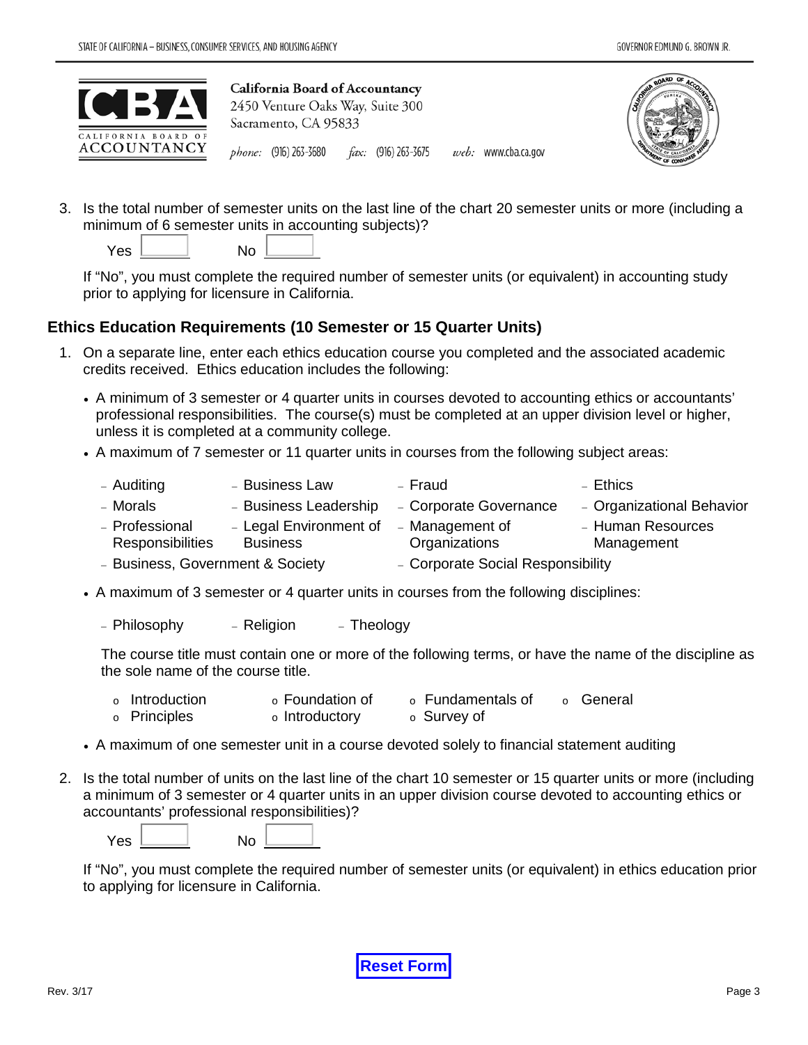3. Is the total number of semester units on the last line of the chart 20 semester units or more (including a minimum of 6 semester units in accounting subjects)?

   Yes ☐ No ☐

   If "No", you must complete the required number of semester units (or equivalent) in accounting study prior to applying for licensure in California.

## Ethics Education Requirements (10 Semester or 15 Quarter Units)

1. On a separate line, enter each ethics education course you completed and the associated academic credits received. Ethics education includes the following:

   - A minimum of 3 semester or 4 quarter units in courses devoted to accounting ethics or accountants' professional responsibilities. The course(s) must be completed at an upper division level or higher, unless it is completed at a community college.
   - A maximum of 7 semester or 11 quarter units in courses from the following subject areas:
     - Auditing
     - Business Law
     - Fraud
     - Ethics
     - Morals
     - Business Leadership
     - Corporate Governance
     - Organizational Behavior
     - Professional Responsibilities
     - Legal Environment of Business
     - Management of Organizations
     - Human Resources Management
     - Business, Government & Society
     - Corporate Social Responsibility
   - A maximum of 3 semester or 4 quarter units in courses from the following disciplines:
     - Philosophy
     - Religion
     - Theology

     The course title must contain one or more of the following terms, or have the name of the discipline as the sole name of the course title.

     - Introduction
     - Foundation of
     - Fundamentals of
     - General
     - Principles
     - Introductory
     - Survey of
   - A maximum of one semester unit in a course devoted solely to financial statement auditing

2. Is the total number of units on the last line of the chart 10 semester or 15 quarter units or more (including a minimum of 3 semester or 4 quarter units in an upper division course devoted to accounting ethics or accountants' professional responsibilities)?

   Yes ☐ No ☐

   If "No", you must complete the required number of semester units (or equivalent) in ethics education prior to applying for licensure in California.

Reset Form